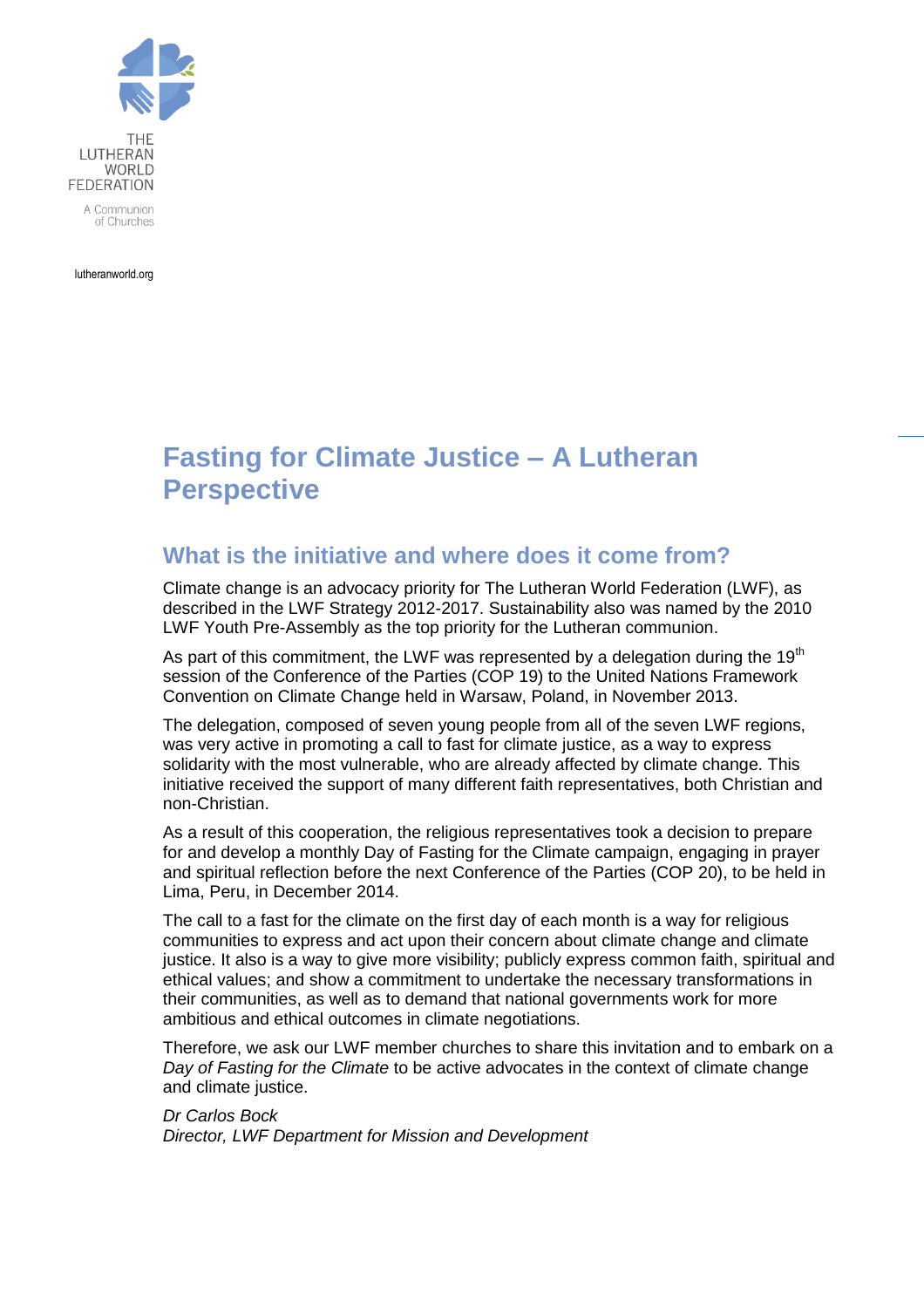THE LUTHERAN WORLD FEDERATION

A Communion of Churches

lutheranworld.org

# Fasting for Climate Justice – A Lutheran Perspective

## What is the initiative and where does it come from?

Climate change is an advocacy priority for The Lutheran World Federation (LWF), as described in the LWF Strategy 2012-2017. Sustainability also was named by the 2010 LWF Youth Pre-Assembly as the top priority for the Lutheran communion.

As part of this commitment, the LWF was represented by a delegation during the 19th session of the Conference of the Parties (COP 19) to the United Nations Framework Convention on Climate Change held in Warsaw, Poland, in November 2013.

The delegation, composed of seven young people from all of the seven LWF regions, was very active in promoting a call to fast for climate justice, as a way to express solidarity with the most vulnerable, who are already affected by climate change. This initiative received the support of many different faith representatives, both Christian and non-Christian.

As a result of this cooperation, the religious representatives took a decision to prepare for and develop a monthly Day of Fasting for the Climate campaign, engaging in prayer and spiritual reflection before the next Conference of the Parties (COP 20), to be held in Lima, Peru, in December 2014.

The call to a fast for the climate on the first day of each month is a way for religious communities to express and act upon their concern about climate change and climate justice. It also is a way to give more visibility; publicly express common faith, spiritual and ethical values; and show a commitment to undertake the necessary transformations in their communities, as well as to demand that national governments work for more ambitious and ethical outcomes in climate negotiations.

Therefore, we ask our LWF member churches to share this invitation and to embark on a *Day of Fasting for the Climate* to be active advocates in the context of climate change and climate justice.

*Dr Carlos Bock*
*Director, LWF Department for Mission and Development*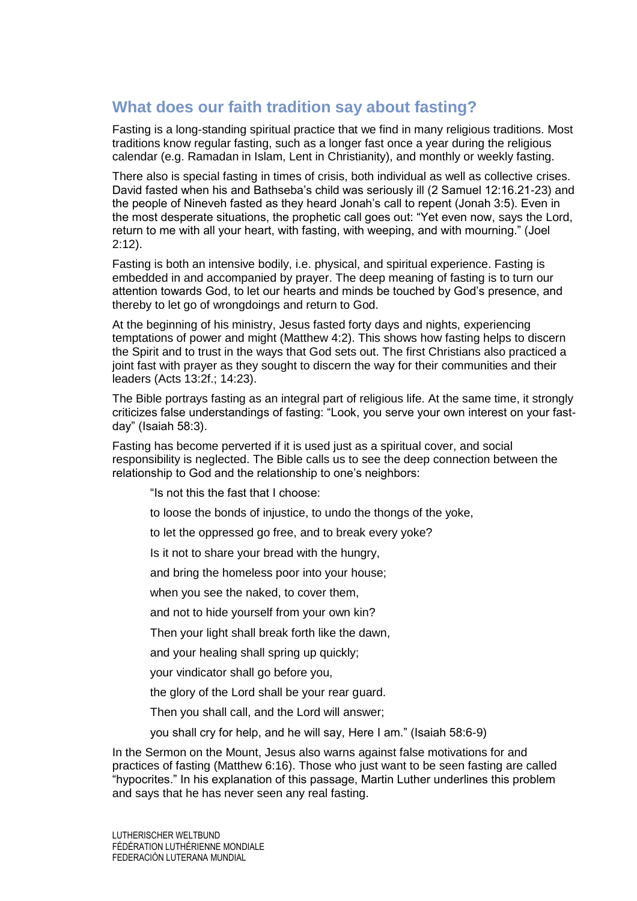## What does our faith tradition say about fasting?

Fasting is a long-standing spiritual practice that we find in many religious traditions. Most traditions know regular fasting, such as a longer fast once a year during the religious calendar (e.g. Ramadan in Islam, Lent in Christianity), and monthly or weekly fasting.

There also is special fasting in times of crisis, both individual as well as collective crises. David fasted when his and Bathseba's child was seriously ill (2 Samuel 12:16.21-23) and the people of Nineveh fasted as they heard Jonah's call to repent (Jonah 3:5). Even in the most desperate situations, the prophetic call goes out: "Yet even now, says the Lord, return to me with all your heart, with fasting, with weeping, and with mourning." (Joel 2:12).

Fasting is both an intensive bodily, i.e. physical, and spiritual experience. Fasting is embedded in and accompanied by prayer. The deep meaning of fasting is to turn our attention towards God, to let our hearts and minds be touched by God's presence, and thereby to let go of wrongdoings and return to God.

At the beginning of his ministry, Jesus fasted forty days and nights, experiencing temptations of power and might (Matthew 4:2). This shows how fasting helps to discern the Spirit and to trust in the ways that God sets out. The first Christians also practiced a joint fast with prayer as they sought to discern the way for their communities and their leaders (Acts 13:2f.; 14:23).

The Bible portrays fasting as an integral part of religious life. At the same time, it strongly criticizes false understandings of fasting: "Look, you serve your own interest on your fast-day" (Isaiah 58:3).

Fasting has become perverted if it is used just as a spiritual cover, and social responsibility is neglected. The Bible calls us to see the deep connection between the relationship to God and the relationship to one's neighbors:

> "Is not this the fast that I choose:
>
> to loose the bonds of injustice, to undo the thongs of the yoke,
>
> to let the oppressed go free, and to break every yoke?
>
> Is it not to share your bread with the hungry,
>
> and bring the homeless poor into your house;
>
> when you see the naked, to cover them,
>
> and not to hide yourself from your own kin?
>
> Then your light shall break forth like the dawn,
>
> and your healing shall spring up quickly;
>
> your vindicator shall go before you,
>
> the glory of the Lord shall be your rear guard.
>
> Then you shall call, and the Lord will answer;
>
> you shall cry for help, and he will say, Here I am." (Isaiah 58:6-9)

In the Sermon on the Mount, Jesus also warns against false motivations for and practices of fasting (Matthew 6:16). Those who just want to be seen fasting are called "hypocrites." In his explanation of this passage, Martin Luther underlines this problem and says that he has never seen any real fasting.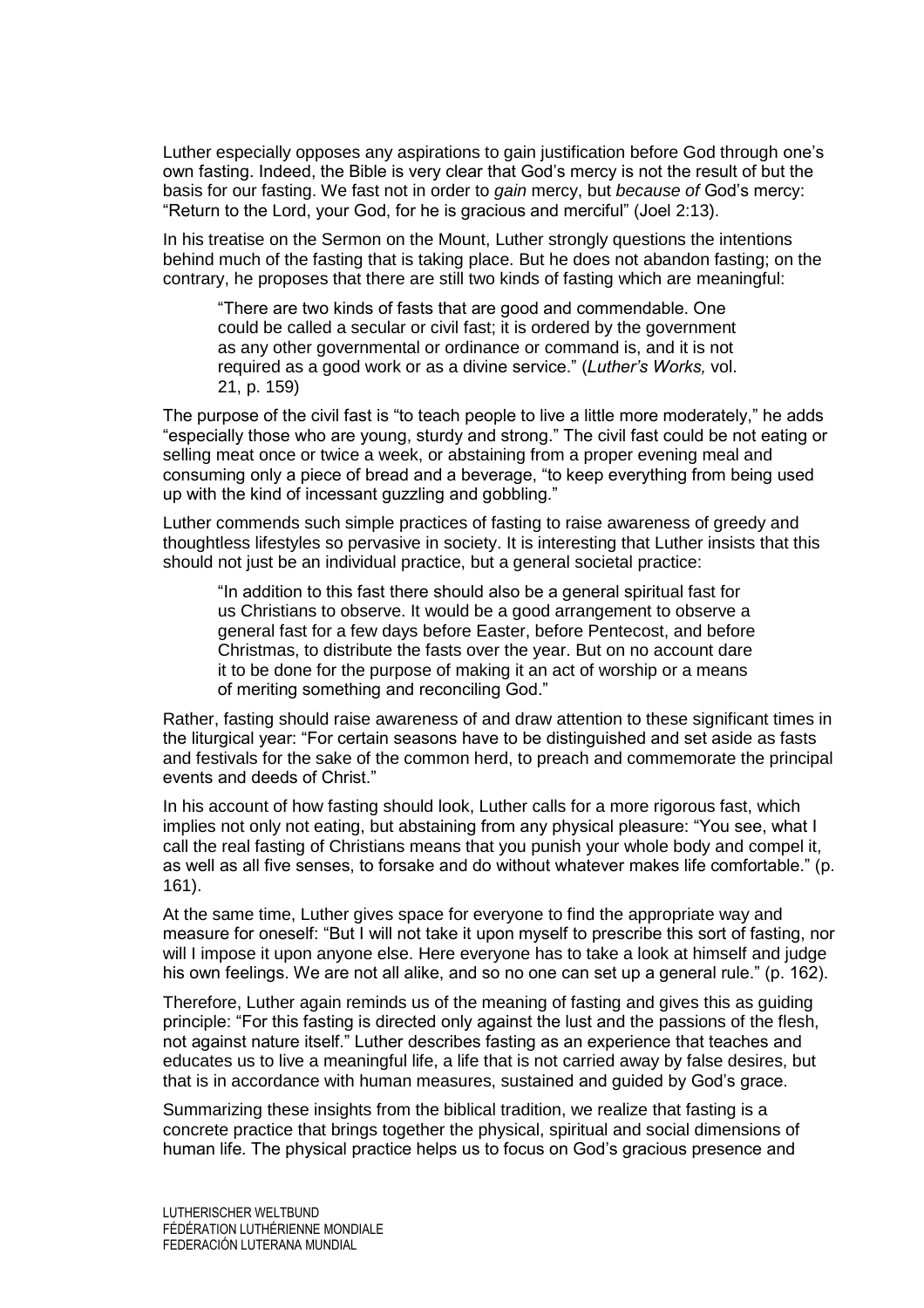Luther especially opposes any aspirations to gain justification before God through one's own fasting. Indeed, the Bible is very clear that God's mercy is not the result of but the basis for our fasting. We fast not in order to *gain* mercy, but *because of* God's mercy: "Return to the Lord, your God, for he is gracious and merciful" (Joel 2:13).

In his treatise on the Sermon on the Mount, Luther strongly questions the intentions behind much of the fasting that is taking place. But he does not abandon fasting; on the contrary, he proposes that there are still two kinds of fasting which are meaningful:

> "There are two kinds of fasts that are good and commendable. One could be called a secular or civil fast; it is ordered by the government as any other governmental or ordinance or command is, and it is not required as a good work or as a divine service." (*Luther's Works,* vol. 21, p. 159)

The purpose of the civil fast is "to teach people to live a little more moderately," he adds "especially those who are young, sturdy and strong." The civil fast could be not eating or selling meat once or twice a week, or abstaining from a proper evening meal and consuming only a piece of bread and a beverage, "to keep everything from being used up with the kind of incessant guzzling and gobbling."

Luther commends such simple practices of fasting to raise awareness of greedy and thoughtless lifestyles so pervasive in society. It is interesting that Luther insists that this should not just be an individual practice, but a general societal practice:

> "In addition to this fast there should also be a general spiritual fast for us Christians to observe. It would be a good arrangement to observe a general fast for a few days before Easter, before Pentecost, and before Christmas, to distribute the fasts over the year. But on no account dare it to be done for the purpose of making it an act of worship or a means of meriting something and reconciling God."

Rather, fasting should raise awareness of and draw attention to these significant times in the liturgical year: "For certain seasons have to be distinguished and set aside as fasts and festivals for the sake of the common herd, to preach and commemorate the principal events and deeds of Christ."

In his account of how fasting should look, Luther calls for a more rigorous fast, which implies not only not eating, but abstaining from any physical pleasure: "You see, what I call the real fasting of Christians means that you punish your whole body and compel it, as well as all five senses, to forsake and do without whatever makes life comfortable." (p. 161).

At the same time, Luther gives space for everyone to find the appropriate way and measure for oneself: "But I will not take it upon myself to prescribe this sort of fasting, nor will I impose it upon anyone else. Here everyone has to take a look at himself and judge his own feelings. We are not all alike, and so no one can set up a general rule." (p. 162).

Therefore, Luther again reminds us of the meaning of fasting and gives this as guiding principle: "For this fasting is directed only against the lust and the passions of the flesh, not against nature itself." Luther describes fasting as an experience that teaches and educates us to live a meaningful life, a life that is not carried away by false desires, but that is in accordance with human measures, sustained and guided by God's grace.

Summarizing these insights from the biblical tradition, we realize that fasting is a concrete practice that brings together the physical, spiritual and social dimensions of human life. The physical practice helps us to focus on God's gracious presence and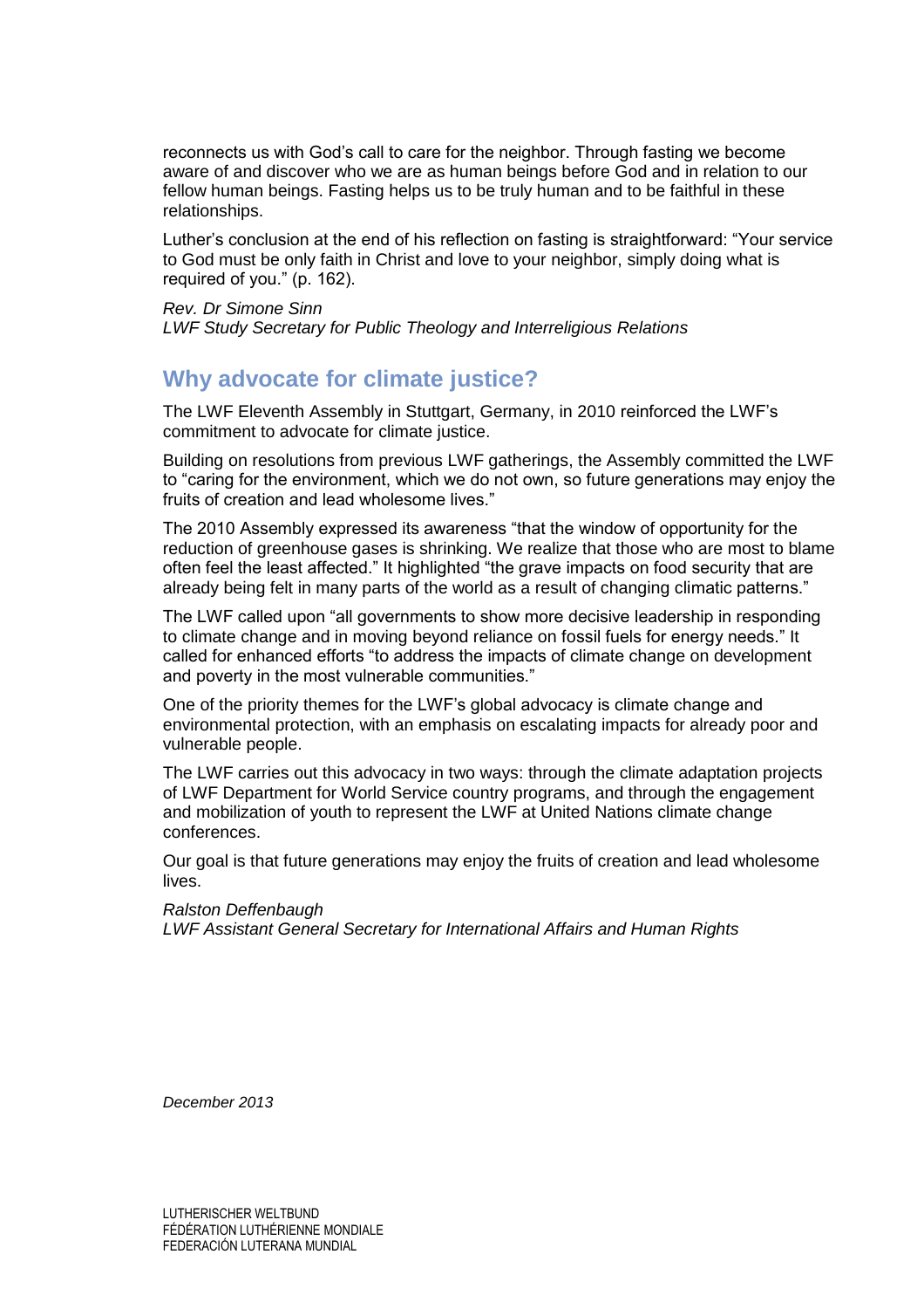reconnects us with God's call to care for the neighbor. Through fasting we become aware of and discover who we are as human beings before God and in relation to our fellow human beings. Fasting helps us to be truly human and to be faithful in these relationships.

Luther's conclusion at the end of his reflection on fasting is straightforward: "Your service to God must be only faith in Christ and love to your neighbor, simply doing what is required of you." (p. 162).

*Rev. Dr Simone Sinn*
*LWF Study Secretary for Public Theology and Interreligious Relations*

## Why advocate for climate justice?

The LWF Eleventh Assembly in Stuttgart, Germany, in 2010 reinforced the LWF's commitment to advocate for climate justice.

Building on resolutions from previous LWF gatherings, the Assembly committed the LWF to "caring for the environment, which we do not own, so future generations may enjoy the fruits of creation and lead wholesome lives."

The 2010 Assembly expressed its awareness "that the window of opportunity for the reduction of greenhouse gases is shrinking. We realize that those who are most to blame often feel the least affected." It highlighted "the grave impacts on food security that are already being felt in many parts of the world as a result of changing climatic patterns."

The LWF called upon "all governments to show more decisive leadership in responding to climate change and in moving beyond reliance on fossil fuels for energy needs." It called for enhanced efforts "to address the impacts of climate change on development and poverty in the most vulnerable communities."

One of the priority themes for the LWF's global advocacy is climate change and environmental protection, with an emphasis on escalating impacts for already poor and vulnerable people.

The LWF carries out this advocacy in two ways: through the climate adaptation projects of LWF Department for World Service country programs, and through the engagement and mobilization of youth to represent the LWF at United Nations climate change conferences.

Our goal is that future generations may enjoy the fruits of creation and lead wholesome lives.

*Ralston Deffenbaugh*
*LWF Assistant General Secretary for International Affairs and Human Rights*

*December 2013*

LUTHERISCHER WELTBUND
FÉDÉRATION LUTHÉRIENNE MONDIALE
FEDERACIÓN LUTERANA MUNDIAL